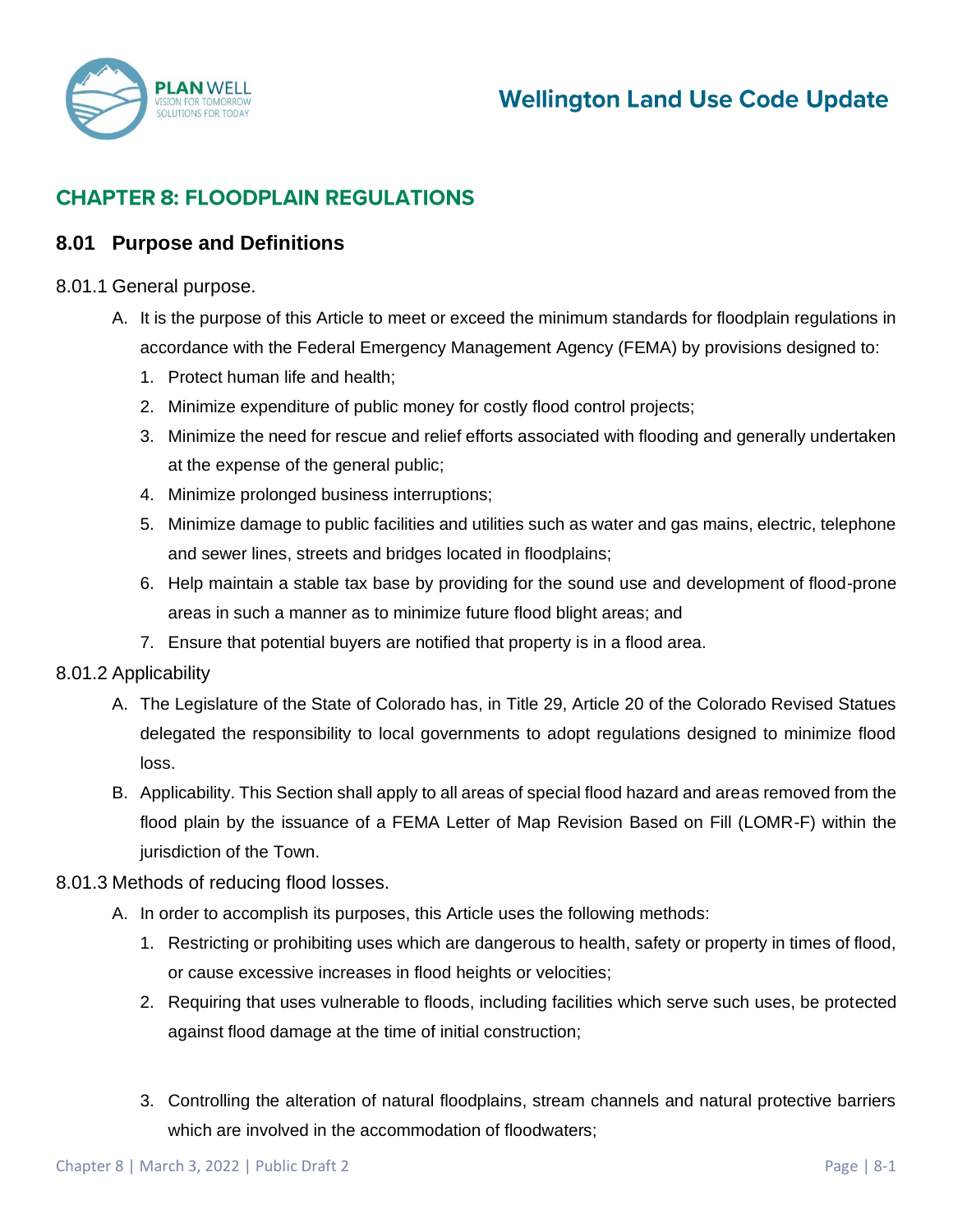# CHAPTER 8: FLOODPLAIN REGULATIONS

## 8.01 Purpose and Definitions

### 8.01.1 General purpose.

A. It is the purpose of this Article to meet or exceed the minimum standards for floodplain regulations in accordance with the Federal Emergency Management Agency (FEMA) by provisions designed to:

1. Protect human life and health;
2. Minimize expenditure of public money for costly flood control projects;
3. Minimize the need for rescue and relief efforts associated with flooding and generally undertaken at the expense of the general public;
4. Minimize prolonged business interruptions;
5. Minimize damage to public facilities and utilities such as water and gas mains, electric, telephone and sewer lines, streets and bridges located in floodplains;
6. Help maintain a stable tax base by providing for the sound use and development of flood-prone areas in such a manner as to minimize future flood blight areas; and
7. Ensure that potential buyers are notified that property is in a flood area.

### 8.01.2 Applicability

A. The Legislature of the State of Colorado has, in Title 29, Article 20 of the Colorado Revised Statues delegated the responsibility to local governments to adopt regulations designed to minimize flood loss.

B. Applicability. This Section shall apply to all areas of special flood hazard and areas removed from the flood plain by the issuance of a FEMA Letter of Map Revision Based on Fill (LOMR-F) within the jurisdiction of the Town.

### 8.01.3 Methods of reducing flood losses.

A. In order to accomplish its purposes, this Article uses the following methods:

1. Restricting or prohibiting uses which are dangerous to health, safety or property in times of flood, or cause excessive increases in flood heights or velocities;
2. Requiring that uses vulnerable to floods, including facilities which serve such uses, be protected against flood damage at the time of initial construction;
3. Controlling the alteration of natural floodplains, stream channels and natural protective barriers which are involved in the accommodation of floodwaters;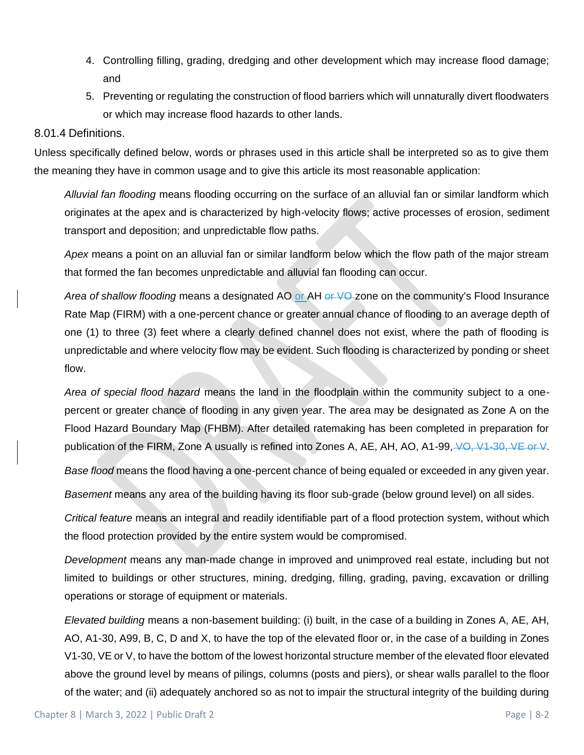4. Controlling filling, grading, dredging and other development which may increase flood damage; and
5. Preventing or regulating the construction of flood barriers which will unnaturally divert floodwaters or which may increase flood hazards to other lands.

### 8.01.4 Definitions.

Unless specifically defined below, words or phrases used in this article shall be interpreted so as to give them the meaning they have in common usage and to give this article its most reasonable application:

*Alluvial fan flooding* means flooding occurring on the surface of an alluvial fan or similar landform which originates at the apex and is characterized by high-velocity flows; active processes of erosion, sediment transport and deposition; and unpredictable flow paths.

*Apex* means a point on an alluvial fan or similar landform below which the flow path of the major stream that formed the fan becomes unpredictable and alluvial fan flooding can occur.

*Area of shallow flooding* means a designated AO or AH ~~or VO~~ zone on the community's Flood Insurance Rate Map (FIRM) with a one-percent chance or greater annual chance of flooding to an average depth of one (1) to three (3) feet where a clearly defined channel does not exist, where the path of flooding is unpredictable and where velocity flow may be evident. Such flooding is characterized by ponding or sheet flow.

*Area of special flood hazard* means the land in the floodplain within the community subject to a one-percent or greater chance of flooding in any given year. The area may be designated as Zone A on the Flood Hazard Boundary Map (FHBM). After detailed ratemaking has been completed in preparation for publication of the FIRM, Zone A usually is refined into Zones A, AE, AH, AO, A1-99~~, VO, V1-30, VE or V~~.

*Base flood* means the flood having a one-percent chance of being equaled or exceeded in any given year.

*Basement* means any area of the building having its floor sub-grade (below ground level) on all sides.

*Critical feature* means an integral and readily identifiable part of a flood protection system, without which the flood protection provided by the entire system would be compromised.

*Development* means any man-made change in improved and unimproved real estate, including but not limited to buildings or other structures, mining, dredging, filling, grading, paving, excavation or drilling operations or storage of equipment or materials.

*Elevated building* means a non-basement building: (i) built, in the case of a building in Zones A, AE, AH, AO, A1-30, A99, B, C, D and X, to have the top of the elevated floor or, in the case of a building in Zones V1-30, VE or V, to have the bottom of the lowest horizontal structure member of the elevated floor elevated above the ground level by means of pilings, columns (posts and piers), or shear walls parallel to the floor of the water; and (ii) adequately anchored so as not to impair the structural integrity of the building during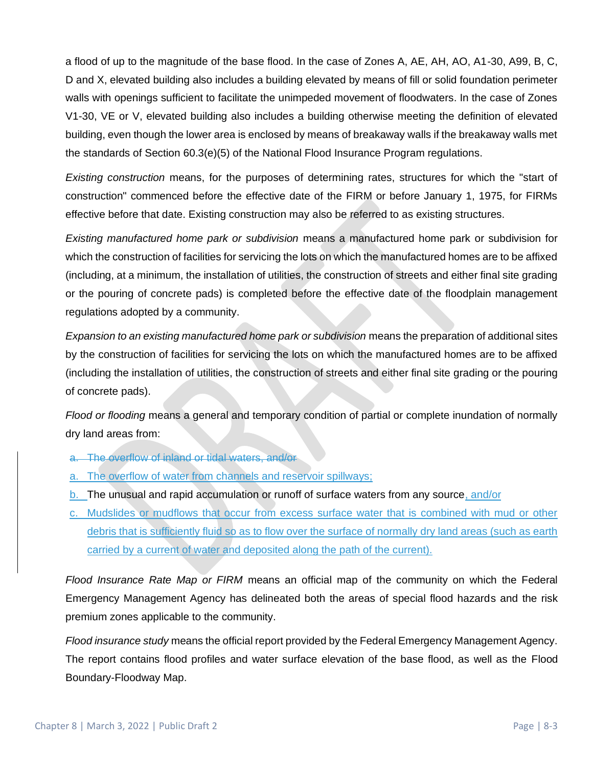a flood of up to the magnitude of the base flood. In the case of Zones A, AE, AH, AO, A1-30, A99, B, C, D and X, elevated building also includes a building elevated by means of fill or solid foundation perimeter walls with openings sufficient to facilitate the unimpeded movement of floodwaters. In the case of Zones V1-30, VE or V, elevated building also includes a building otherwise meeting the definition of elevated building, even though the lower area is enclosed by means of breakaway walls if the breakaway walls met the standards of Section 60.3(e)(5) of the National Flood Insurance Program regulations.

*Existing construction* means, for the purposes of determining rates, structures for which the "start of construction" commenced before the effective date of the FIRM or before January 1, 1975, for FIRMs effective before that date. Existing construction may also be referred to as existing structures.

*Existing manufactured home park or subdivision* means a manufactured home park or subdivision for which the construction of facilities for servicing the lots on which the manufactured homes are to be affixed (including, at a minimum, the installation of utilities, the construction of streets and either final site grading or the pouring of concrete pads) is completed before the effective date of the floodplain management regulations adopted by a community.

*Expansion to an existing manufactured home park or subdivision* means the preparation of additional sites by the construction of facilities for servicing the lots on which the manufactured homes are to be affixed (including the installation of utilities, the construction of streets and either final site grading or the pouring of concrete pads).

*Flood or flooding* means a general and temporary condition of partial or complete inundation of normally dry land areas from:

a. ~~The overflow of inland or tidal waters, and/or~~

a. The overflow of water from channels and reservoir spillways;

b. The unusual and rapid accumulation or runoff of surface waters from any source, and/or

c. Mudslides or mudflows that occur from excess surface water that is combined with mud or other debris that is sufficiently fluid so as to flow over the surface of normally dry land areas (such as earth carried by a current of water and deposited along the path of the current).

*Flood Insurance Rate Map or FIRM* means an official map of the community on which the Federal Emergency Management Agency has delineated both the areas of special flood hazards and the risk premium zones applicable to the community.

*Flood insurance study* means the official report provided by the Federal Emergency Management Agency. The report contains flood profiles and water surface elevation of the base flood, as well as the Flood Boundary-Floodway Map.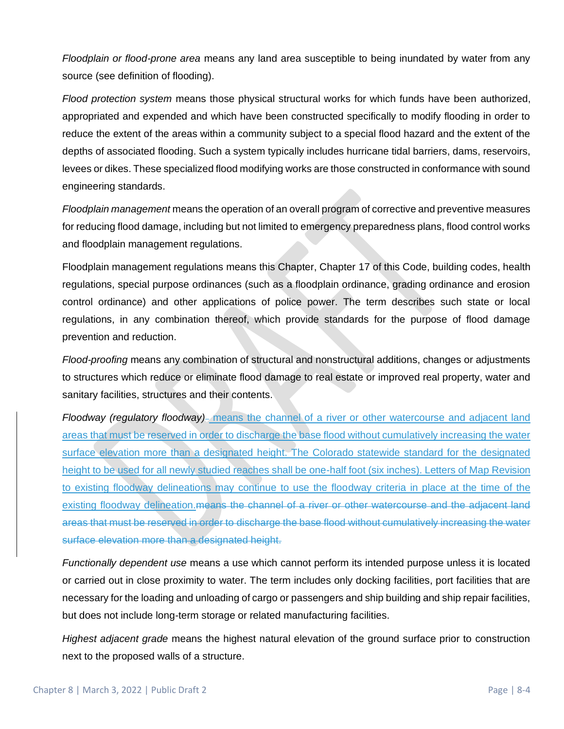*Floodplain or flood-prone area* means any land area susceptible to being inundated by water from any source (see definition of flooding).

*Flood protection system* means those physical structural works for which funds have been authorized, appropriated and expended and which have been constructed specifically to modify flooding in order to reduce the extent of the areas within a community subject to a special flood hazard and the extent of the depths of associated flooding. Such a system typically includes hurricane tidal barriers, dams, reservoirs, levees or dikes. These specialized flood modifying works are those constructed in conformance with sound engineering standards.

*Floodplain management* means the operation of an overall program of corrective and preventive measures for reducing flood damage, including but not limited to emergency preparedness plans, flood control works and floodplain management regulations.

Floodplain management regulations means this Chapter, Chapter 17 of this Code, building codes, health regulations, special purpose ordinances (such as a floodplain ordinance, grading ordinance and erosion control ordinance) and other applications of police power. The term describes such state or local regulations, in any combination thereof, which provide standards for the purpose of flood damage prevention and reduction.

*Flood-proofing* means any combination of structural and nonstructural additions, changes or adjustments to structures which reduce or eliminate flood damage to real estate or improved real property, water and sanitary facilities, structures and their contents.

*Floodway (regulatory floodway)* means the channel of a river or other watercourse and adjacent land areas that must be reserved in order to discharge the base flood without cumulatively increasing the water surface elevation more than a designated height. The Colorado statewide standard for the designated height to be used for all newly studied reaches shall be one-half foot (six inches). Letters of Map Revision to existing floodway delineations may continue to use the floodway criteria in place at the time of the existing floodway delineation.~~means the channel of a river or other watercourse and the adjacent land areas that must be reserved in order to discharge the base flood without cumulatively increasing the water surface elevation more than a designated height.~~

*Functionally dependent use* means a use which cannot perform its intended purpose unless it is located or carried out in close proximity to water. The term includes only docking facilities, port facilities that are necessary for the loading and unloading of cargo or passengers and ship building and ship repair facilities, but does not include long-term storage or related manufacturing facilities.

*Highest adjacent grade* means the highest natural elevation of the ground surface prior to construction next to the proposed walls of a structure.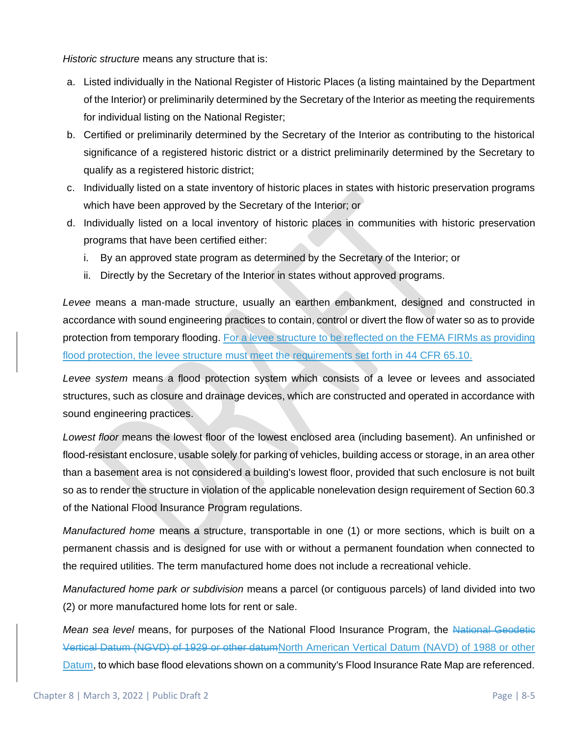*Historic structure* means any structure that is:

a. Listed individually in the National Register of Historic Places (a listing maintained by the Department of the Interior) or preliminarily determined by the Secretary of the Interior as meeting the requirements for individual listing on the National Register;
b. Certified or preliminarily determined by the Secretary of the Interior as contributing to the historical significance of a registered historic district or a district preliminarily determined by the Secretary to qualify as a registered historic district;
c. Individually listed on a state inventory of historic places in states with historic preservation programs which have been approved by the Secretary of the Interior; or
d. Individually listed on a local inventory of historic places in communities with historic preservation programs that have been certified either:
   i. By an approved state program as determined by the Secretary of the Interior; or
   ii. Directly by the Secretary of the Interior in states without approved programs.

*Levee* means a man-made structure, usually an earthen embankment, designed and constructed in accordance with sound engineering practices to contain, control or divert the flow of water so as to provide protection from temporary flooding. For a levee structure to be reflected on the FEMA FIRMs as providing flood protection, the levee structure must meet the requirements set forth in 44 CFR 65.10.

*Levee system* means a flood protection system which consists of a levee or levees and associated structures, such as closure and drainage devices, which are constructed and operated in accordance with sound engineering practices.

*Lowest floor* means the lowest floor of the lowest enclosed area (including basement). An unfinished or flood-resistant enclosure, usable solely for parking of vehicles, building access or storage, in an area other than a basement area is not considered a building's lowest floor, provided that such enclosure is not built so as to render the structure in violation of the applicable nonelevation design requirement of Section 60.3 of the National Flood Insurance Program regulations.

*Manufactured home* means a structure, transportable in one (1) or more sections, which is built on a permanent chassis and is designed for use with or without a permanent foundation when connected to the required utilities. The term manufactured home does not include a recreational vehicle.

*Manufactured home park or subdivision* means a parcel (or contiguous parcels) of land divided into two (2) or more manufactured home lots for rent or sale.

*Mean sea level* means, for purposes of the National Flood Insurance Program, the ~~National Geodetic Vertical Datum (NGVD) of 1929 or other datum~~North American Vertical Datum (NAVD) of 1988 or other Datum, to which base flood elevations shown on a community's Flood Insurance Rate Map are referenced.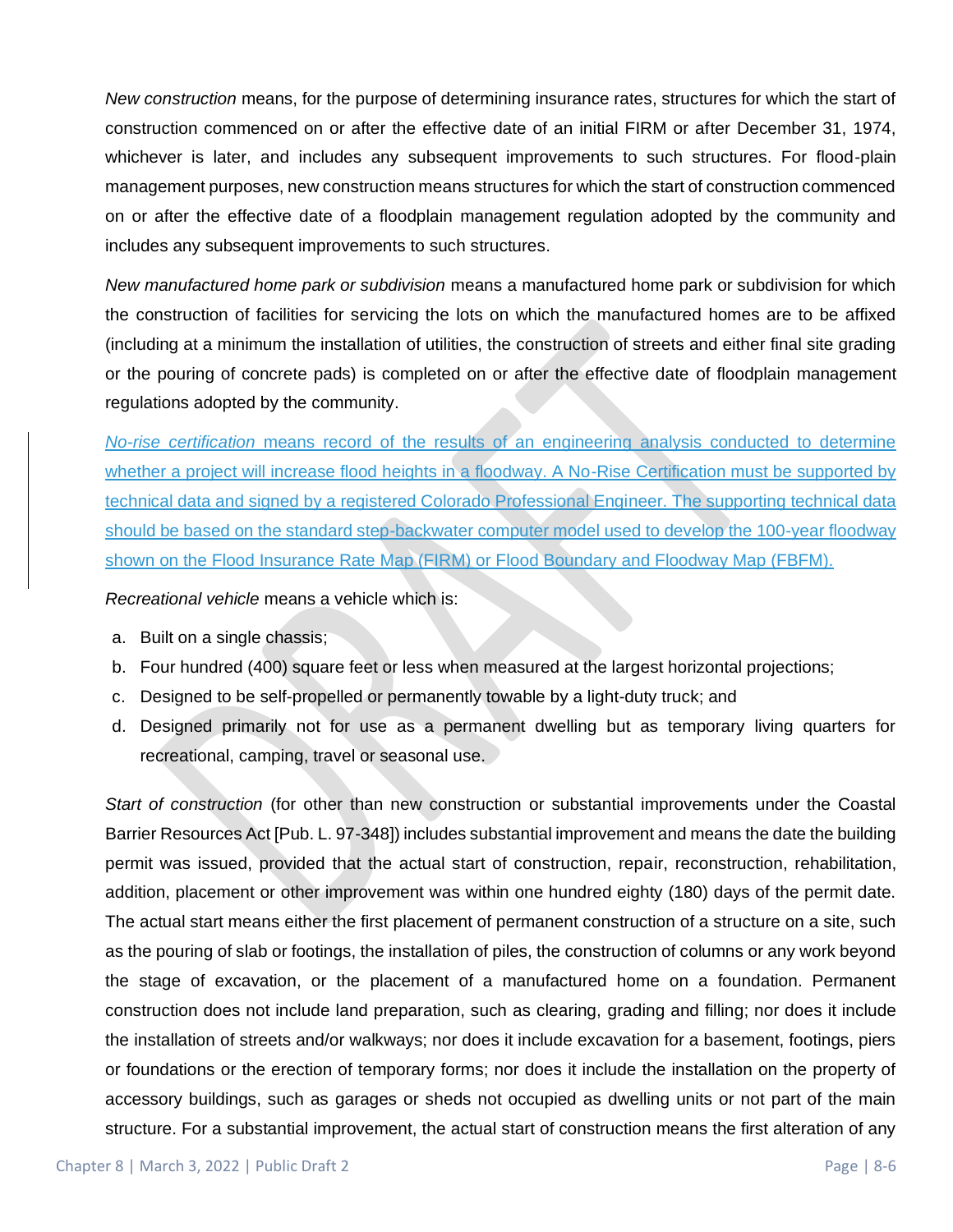*New construction* means, for the purpose of determining insurance rates, structures for which the start of construction commenced on or after the effective date of an initial FIRM or after December 31, 1974, whichever is later, and includes any subsequent improvements to such structures. For flood-plain management purposes, new construction means structures for which the start of construction commenced on or after the effective date of a floodplain management regulation adopted by the community and includes any subsequent improvements to such structures.

*New manufactured home park or subdivision* means a manufactured home park or subdivision for which the construction of facilities for servicing the lots on which the manufactured homes are to be affixed (including at a minimum the installation of utilities, the construction of streets and either final site grading or the pouring of concrete pads) is completed on or after the effective date of floodplain management regulations adopted by the community.

*No-rise certification* means record of the results of an engineering analysis conducted to determine whether a project will increase flood heights in a floodway. A No-Rise Certification must be supported by technical data and signed by a registered Colorado Professional Engineer. The supporting technical data should be based on the standard step-backwater computer model used to develop the 100-year floodway shown on the Flood Insurance Rate Map (FIRM) or Flood Boundary and Floodway Map (FBFM).

*Recreational vehicle* means a vehicle which is:

a. Built on a single chassis;
b. Four hundred (400) square feet or less when measured at the largest horizontal projections;
c. Designed to be self-propelled or permanently towable by a light-duty truck; and
d. Designed primarily not for use as a permanent dwelling but as temporary living quarters for recreational, camping, travel or seasonal use.

*Start of construction* (for other than new construction or substantial improvements under the Coastal Barrier Resources Act [Pub. L. 97-348]) includes substantial improvement and means the date the building permit was issued, provided that the actual start of construction, repair, reconstruction, rehabilitation, addition, placement or other improvement was within one hundred eighty (180) days of the permit date. The actual start means either the first placement of permanent construction of a structure on a site, such as the pouring of slab or footings, the installation of piles, the construction of columns or any work beyond the stage of excavation, or the placement of a manufactured home on a foundation. Permanent construction does not include land preparation, such as clearing, grading and filling; nor does it include the installation of streets and/or walkways; nor does it include excavation for a basement, footings, piers or foundations or the erection of temporary forms; nor does it include the installation on the property of accessory buildings, such as garages or sheds not occupied as dwelling units or not part of the main structure. For a substantial improvement, the actual start of construction means the first alteration of any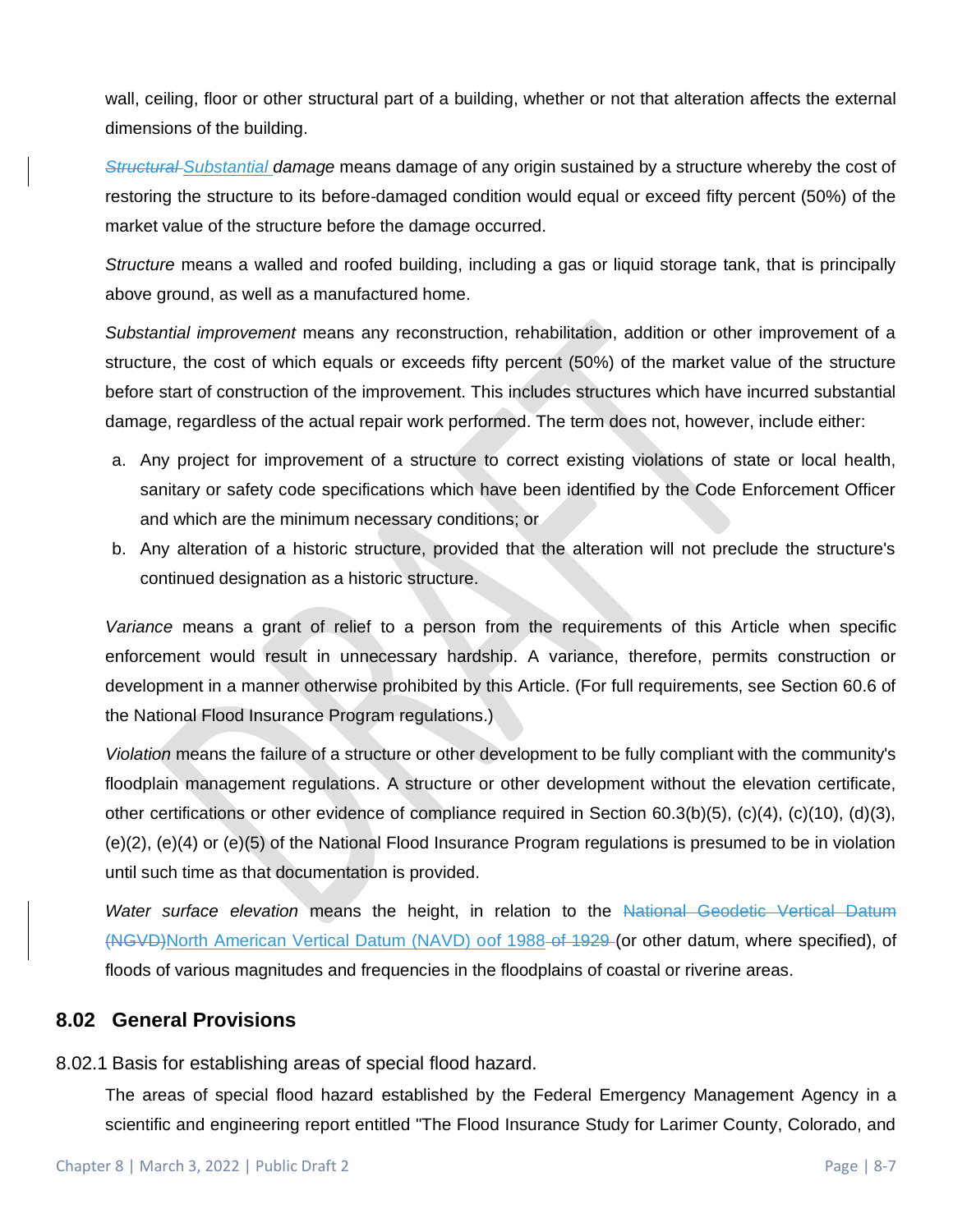wall, ceiling, floor or other structural part of a building, whether or not that alteration affects the external dimensions of the building.

~~*Structural*~~ *Substantial damage* means damage of any origin sustained by a structure whereby the cost of restoring the structure to its before-damaged condition would equal or exceed fifty percent (50%) of the market value of the structure before the damage occurred.

*Structure* means a walled and roofed building, including a gas or liquid storage tank, that is principally above ground, as well as a manufactured home.

*Substantial improvement* means any reconstruction, rehabilitation, addition or other improvement of a structure, the cost of which equals or exceeds fifty percent (50%) of the market value of the structure before start of construction of the improvement. This includes structures which have incurred substantial damage, regardless of the actual repair work performed. The term does not, however, include either:

a. Any project for improvement of a structure to correct existing violations of state or local health, sanitary or safety code specifications which have been identified by the Code Enforcement Officer and which are the minimum necessary conditions; or
b. Any alteration of a historic structure, provided that the alteration will not preclude the structure's continued designation as a historic structure.

*Variance* means a grant of relief to a person from the requirements of this Article when specific enforcement would result in unnecessary hardship. A variance, therefore, permits construction or development in a manner otherwise prohibited by this Article. (For full requirements, see Section 60.6 of the National Flood Insurance Program regulations.)

*Violation* means the failure of a structure or other development to be fully compliant with the community's floodplain management regulations. A structure or other development without the elevation certificate, other certifications or other evidence of compliance required in Section 60.3(b)(5), (c)(4), (c)(10), (d)(3), (e)(2), (e)(4) or (e)(5) of the National Flood Insurance Program regulations is presumed to be in violation until such time as that documentation is provided.

*Water surface elevation* means the height, in relation to the ~~National Geodetic Vertical Datum (NGVD)~~North American Vertical Datum (NAVD) oof 1988 ~~of 1929~~ (or other datum, where specified), of floods of various magnitudes and frequencies in the floodplains of coastal or riverine areas.

## 8.02 General Provisions

### 8.02.1 Basis for establishing areas of special flood hazard.

The areas of special flood hazard established by the Federal Emergency Management Agency in a scientific and engineering report entitled "The Flood Insurance Study for Larimer County, Colorado, and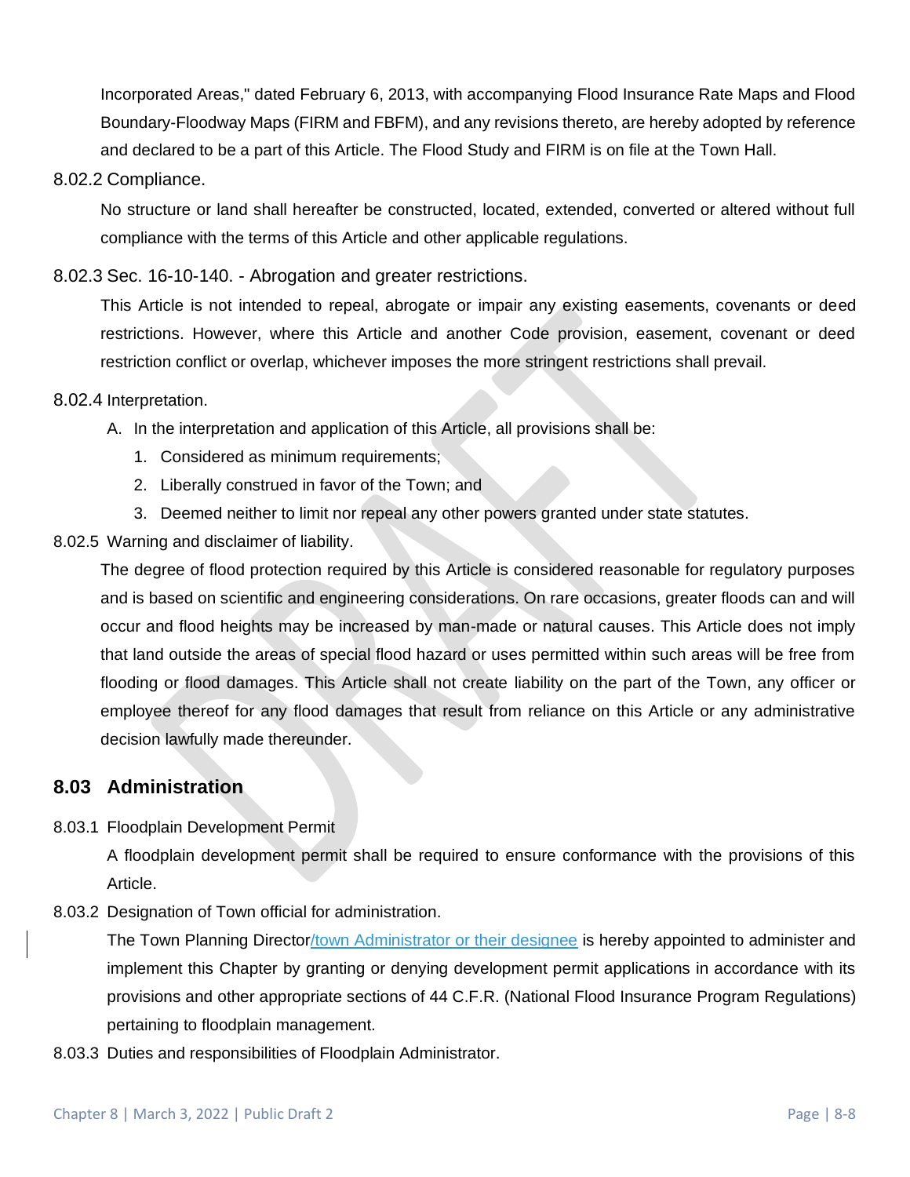Incorporated Areas," dated February 6, 2013, with accompanying Flood Insurance Rate Maps and Flood Boundary-Floodway Maps (FIRM and FBFM), and any revisions thereto, are hereby adopted by reference and declared to be a part of this Article. The Flood Study and FIRM is on file at the Town Hall.

8.02.2 Compliance.

No structure or land shall hereafter be constructed, located, extended, converted or altered without full compliance with the terms of this Article and other applicable regulations.

8.02.3 Sec. 16-10-140. - Abrogation and greater restrictions.

This Article is not intended to repeal, abrogate or impair any existing easements, covenants or deed restrictions. However, where this Article and another Code provision, easement, covenant or deed restriction conflict or overlap, whichever imposes the more stringent restrictions shall prevail.

8.02.4 Interpretation.

A. In the interpretation and application of this Article, all provisions shall be:
   1. Considered as minimum requirements;
   2. Liberally construed in favor of the Town; and
   3. Deemed neither to limit nor repeal any other powers granted under state statutes.

8.02.5 Warning and disclaimer of liability.

The degree of flood protection required by this Article is considered reasonable for regulatory purposes and is based on scientific and engineering considerations. On rare occasions, greater floods can and will occur and flood heights may be increased by man-made or natural causes. This Article does not imply that land outside the areas of special flood hazard or uses permitted within such areas will be free from flooding or flood damages. This Article shall not create liability on the part of the Town, any officer or employee thereof for any flood damages that result from reliance on this Article or any administrative decision lawfully made thereunder.

## 8.03 Administration

8.03.1 Floodplain Development Permit

A floodplain development permit shall be required to ensure conformance with the provisions of this Article.

8.03.2 Designation of Town official for administration.

The Town Planning Director/town Administrator or their designee is hereby appointed to administer and implement this Chapter by granting or denying development permit applications in accordance with its provisions and other appropriate sections of 44 C.F.R. (National Flood Insurance Program Regulations) pertaining to floodplain management.

8.03.3 Duties and responsibilities of Floodplain Administrator.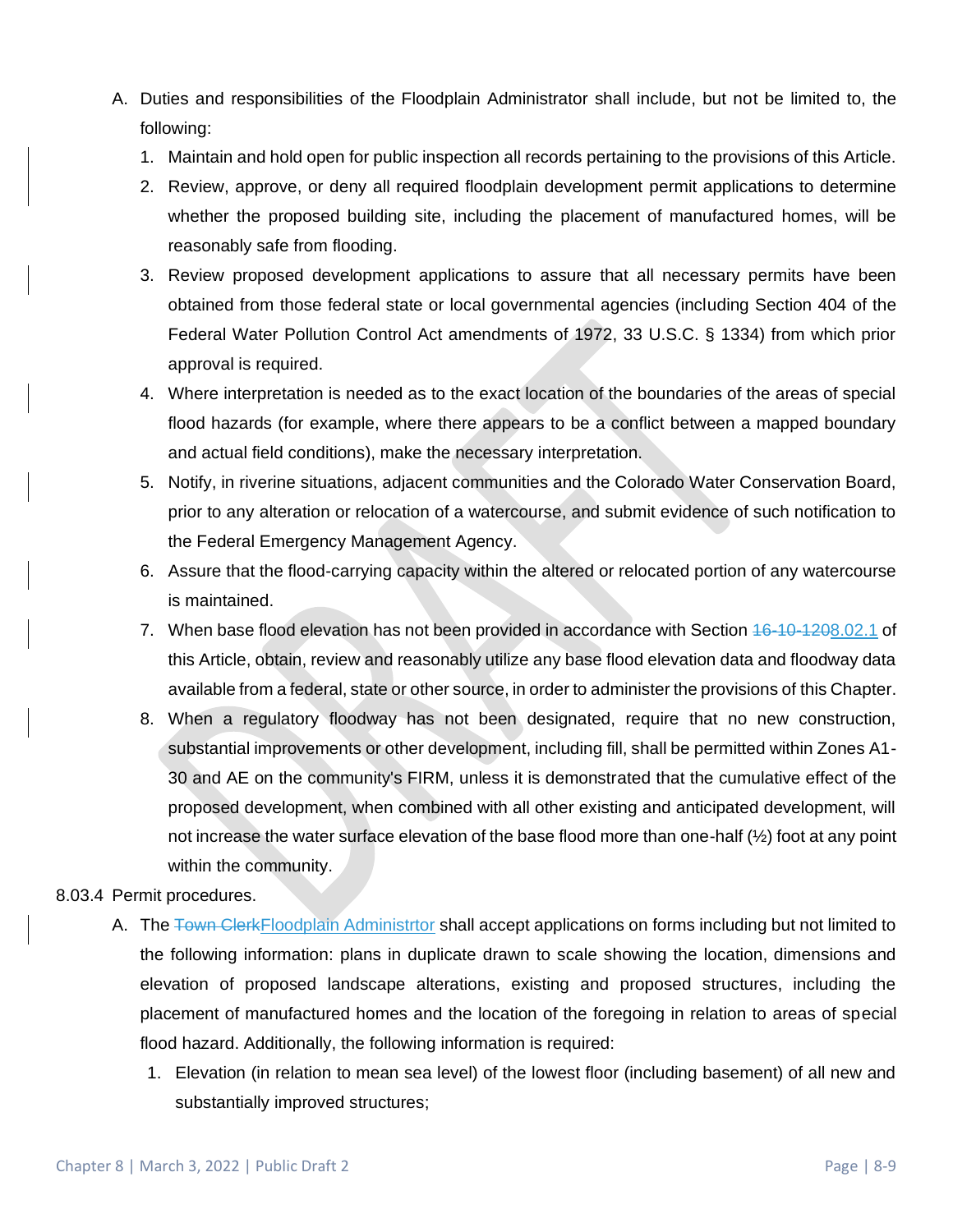A. Duties and responsibilities of the Floodplain Administrator shall include, but not be limited to, the following:

1. Maintain and hold open for public inspection all records pertaining to the provisions of this Article.
2. Review, approve, or deny all required floodplain development permit applications to determine whether the proposed building site, including the placement of manufactured homes, will be reasonably safe from flooding.
3. Review proposed development applications to assure that all necessary permits have been obtained from those federal state or local governmental agencies (including Section 404 of the Federal Water Pollution Control Act amendments of 1972, 33 U.S.C. § 1334) from which prior approval is required.
4. Where interpretation is needed as to the exact location of the boundaries of the areas of special flood hazards (for example, where there appears to be a conflict between a mapped boundary and actual field conditions), make the necessary interpretation.
5. Notify, in riverine situations, adjacent communities and the Colorado Water Conservation Board, prior to any alteration or relocation of a watercourse, and submit evidence of such notification to the Federal Emergency Management Agency.
6. Assure that the flood-carrying capacity within the altered or relocated portion of any watercourse is maintained.
7. When base flood elevation has not been provided in accordance with Section ~~16-10-120~~8.02.1 of this Article, obtain, review and reasonably utilize any base flood elevation data and floodway data available from a federal, state or other source, in order to administer the provisions of this Chapter.
8. When a regulatory floodway has not been designated, require that no new construction, substantial improvements or other development, including fill, shall be permitted within Zones A1-30 and AE on the community's FIRM, unless it is demonstrated that the cumulative effect of the proposed development, when combined with all other existing and anticipated development, will not increase the water surface elevation of the base flood more than one-half (½) foot at any point within the community.

8.03.4 Permit procedures.

A. The ~~Town Clerk~~Floodplain Administrtor shall accept applications on forms including but not limited to the following information: plans in duplicate drawn to scale showing the location, dimensions and elevation of proposed landscape alterations, existing and proposed structures, including the placement of manufactured homes and the location of the foregoing in relation to areas of special flood hazard. Additionally, the following information is required:

   1. Elevation (in relation to mean sea level) of the lowest floor (including basement) of all new and substantially improved structures;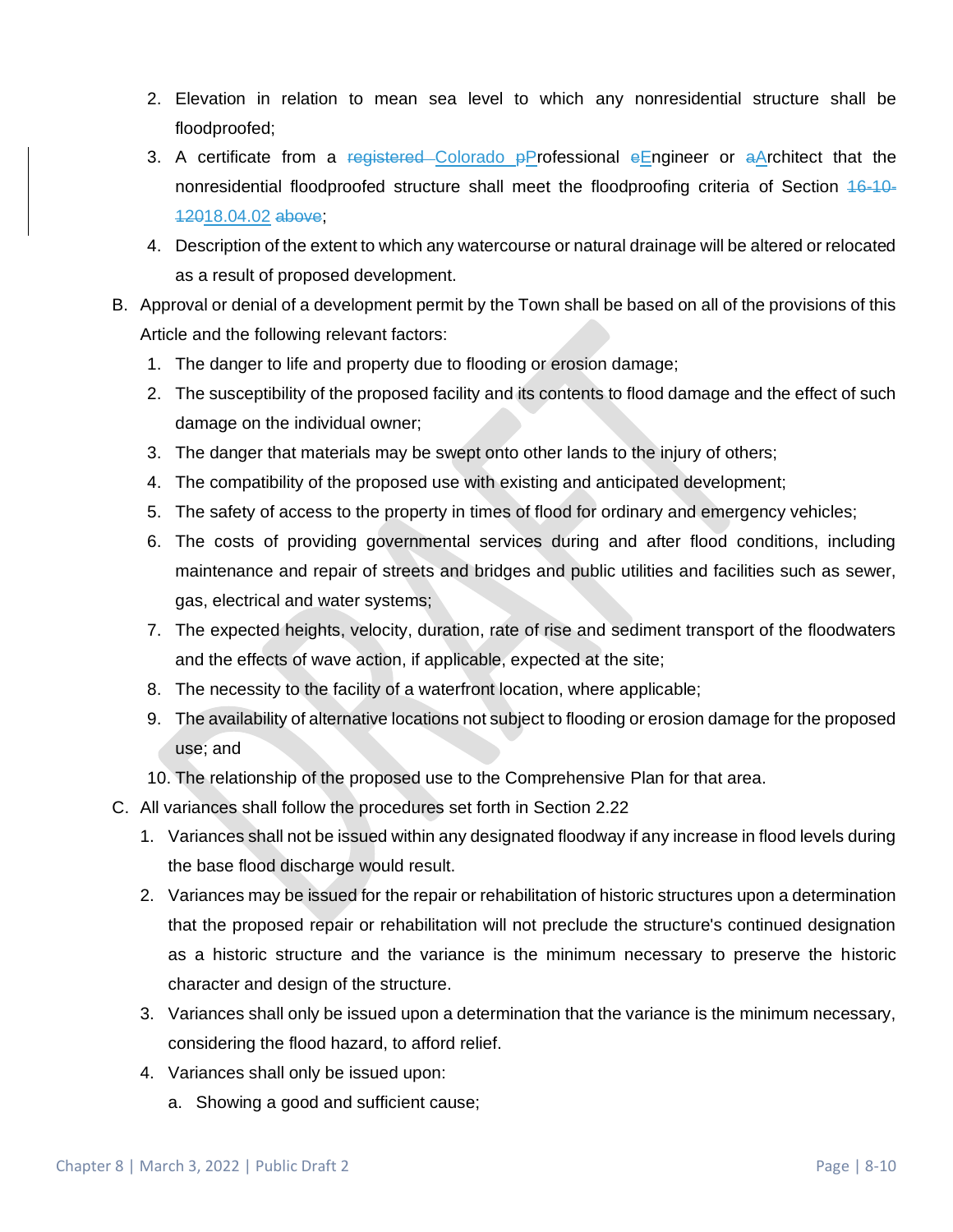2. Elevation in relation to mean sea level to which any nonresidential structure shall be floodproofed;
3. A certificate from a ~~registered~~ Colorado ~~p~~Professional ~~e~~Engineer or ~~a~~Architect that the nonresidential floodproofed structure shall meet the floodproofing criteria of Section ~~16-10-120~~18.04.02 ~~above~~;
4. Description of the extent to which any watercourse or natural drainage will be altered or relocated as a result of proposed development.

B. Approval or denial of a development permit by the Town shall be based on all of the provisions of this Article and the following relevant factors:
   1. The danger to life and property due to flooding or erosion damage;
   2. The susceptibility of the proposed facility and its contents to flood damage and the effect of such damage on the individual owner;
   3. The danger that materials may be swept onto other lands to the injury of others;
   4. The compatibility of the proposed use with existing and anticipated development;
   5. The safety of access to the property in times of flood for ordinary and emergency vehicles;
   6. The costs of providing governmental services during and after flood conditions, including maintenance and repair of streets and bridges and public utilities and facilities such as sewer, gas, electrical and water systems;
   7. The expected heights, velocity, duration, rate of rise and sediment transport of the floodwaters and the effects of wave action, if applicable, expected at the site;
   8. The necessity to the facility of a waterfront location, where applicable;
   9. The availability of alternative locations not subject to flooding or erosion damage for the proposed use; and
   10. The relationship of the proposed use to the Comprehensive Plan for that area.

C. All variances shall follow the procedures set forth in Section 2.22
   1. Variances shall not be issued within any designated floodway if any increase in flood levels during the base flood discharge would result.
   2. Variances may be issued for the repair or rehabilitation of historic structures upon a determination that the proposed repair or rehabilitation will not preclude the structure's continued designation as a historic structure and the variance is the minimum necessary to preserve the historic character and design of the structure.
   3. Variances shall only be issued upon a determination that the variance is the minimum necessary, considering the flood hazard, to afford relief.
   4. Variances shall only be issued upon:
      a. Showing a good and sufficient cause;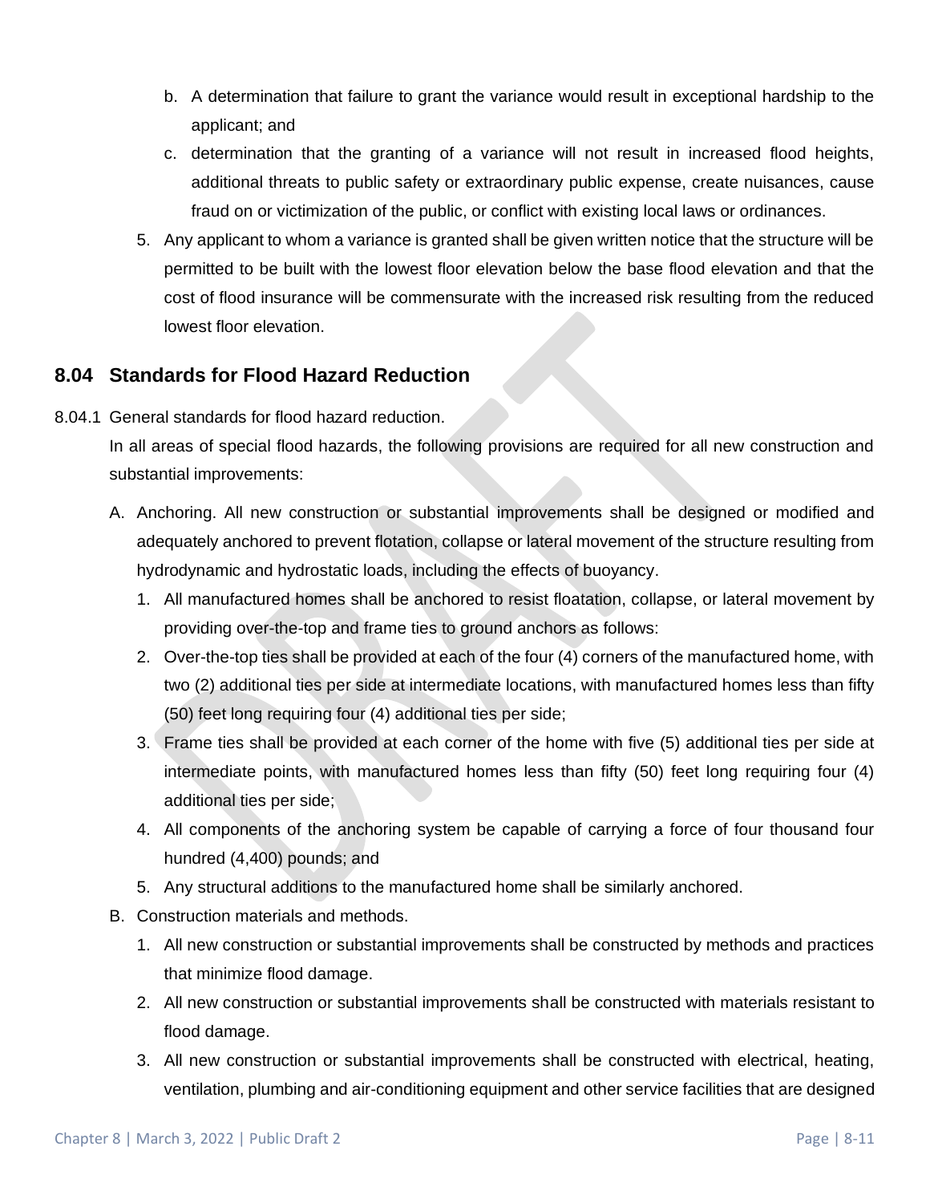b. A determination that failure to grant the variance would result in exceptional hardship to the applicant; and
c. determination that the granting of a variance will not result in increased flood heights, additional threats to public safety or extraordinary public expense, create nuisances, cause fraud on or victimization of the public, or conflict with existing local laws or ordinances.

5. Any applicant to whom a variance is granted shall be given written notice that the structure will be permitted to be built with the lowest floor elevation below the base flood elevation and that the cost of flood insurance will be commensurate with the increased risk resulting from the reduced lowest floor elevation.

## 8.04 Standards for Flood Hazard Reduction

8.04.1 General standards for flood hazard reduction.

In all areas of special flood hazards, the following provisions are required for all new construction and substantial improvements:

A. Anchoring. All new construction or substantial improvements shall be designed or modified and adequately anchored to prevent flotation, collapse or lateral movement of the structure resulting from hydrodynamic and hydrostatic loads, including the effects of buoyancy.

1. All manufactured homes shall be anchored to resist floatation, collapse, or lateral movement by providing over-the-top and frame ties to ground anchors as follows:
2. Over-the-top ties shall be provided at each of the four (4) corners of the manufactured home, with two (2) additional ties per side at intermediate locations, with manufactured homes less than fifty (50) feet long requiring four (4) additional ties per side;
3. Frame ties shall be provided at each corner of the home with five (5) additional ties per side at intermediate points, with manufactured homes less than fifty (50) feet long requiring four (4) additional ties per side;
4. All components of the anchoring system be capable of carrying a force of four thousand four hundred (4,400) pounds; and
5. Any structural additions to the manufactured home shall be similarly anchored.

B. Construction materials and methods.

1. All new construction or substantial improvements shall be constructed by methods and practices that minimize flood damage.
2. All new construction or substantial improvements shall be constructed with materials resistant to flood damage.
3. All new construction or substantial improvements shall be constructed with electrical, heating, ventilation, plumbing and air-conditioning equipment and other service facilities that are designed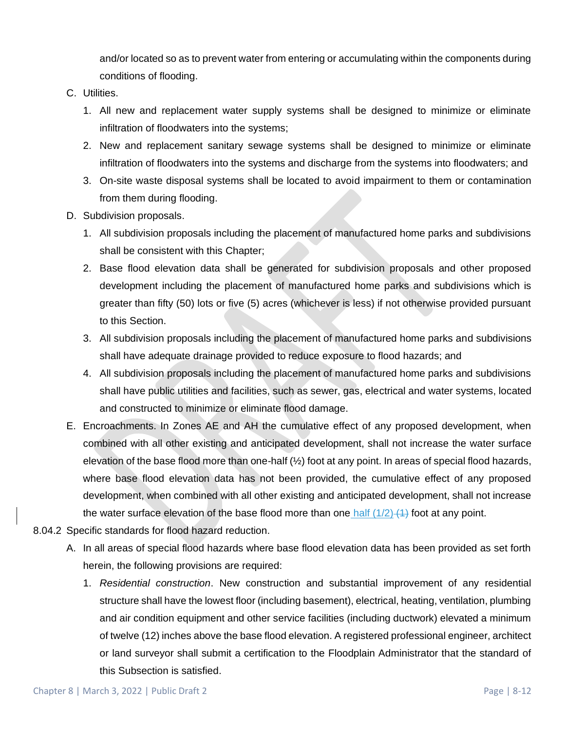and/or located so as to prevent water from entering or accumulating within the components during conditions of flooding.

C. Utilities.

1. All new and replacement water supply systems shall be designed to minimize or eliminate infiltration of floodwaters into the systems;
2. New and replacement sanitary sewage systems shall be designed to minimize or eliminate infiltration of floodwaters into the systems and discharge from the systems into floodwaters; and
3. On-site waste disposal systems shall be located to avoid impairment to them or contamination from them during flooding.

D. Subdivision proposals.

1. All subdivision proposals including the placement of manufactured home parks and subdivisions shall be consistent with this Chapter;
2. Base flood elevation data shall be generated for subdivision proposals and other proposed development including the placement of manufactured home parks and subdivisions which is greater than fifty (50) lots or five (5) acres (whichever is less) if not otherwise provided pursuant to this Section.
3. All subdivision proposals including the placement of manufactured home parks and subdivisions shall have adequate drainage provided to reduce exposure to flood hazards; and
4. All subdivision proposals including the placement of manufactured home parks and subdivisions shall have public utilities and facilities, such as sewer, gas, electrical and water systems, located and constructed to minimize or eliminate flood damage.

E. Encroachments. In Zones AE and AH the cumulative effect of any proposed development, when combined with all other existing and anticipated development, shall not increase the water surface elevation of the base flood more than one-half (½) foot at any point. In areas of special flood hazards, where base flood elevation data has not been provided, the cumulative effect of any proposed development, when combined with all other existing and anticipated development, shall not increase the water surface elevation of the base flood more than one half (1/2) ~~(1)~~ foot at any point.

8.04.2 Specific standards for flood hazard reduction.

A. In all areas of special flood hazards where base flood elevation data has been provided as set forth herein, the following provisions are required:

1. *Residential construction*. New construction and substantial improvement of any residential structure shall have the lowest floor (including basement), electrical, heating, ventilation, plumbing and air condition equipment and other service facilities (including ductwork) elevated a minimum of twelve (12) inches above the base flood elevation. A registered professional engineer, architect or land surveyor shall submit a certification to the Floodplain Administrator that the standard of this Subsection is satisfied.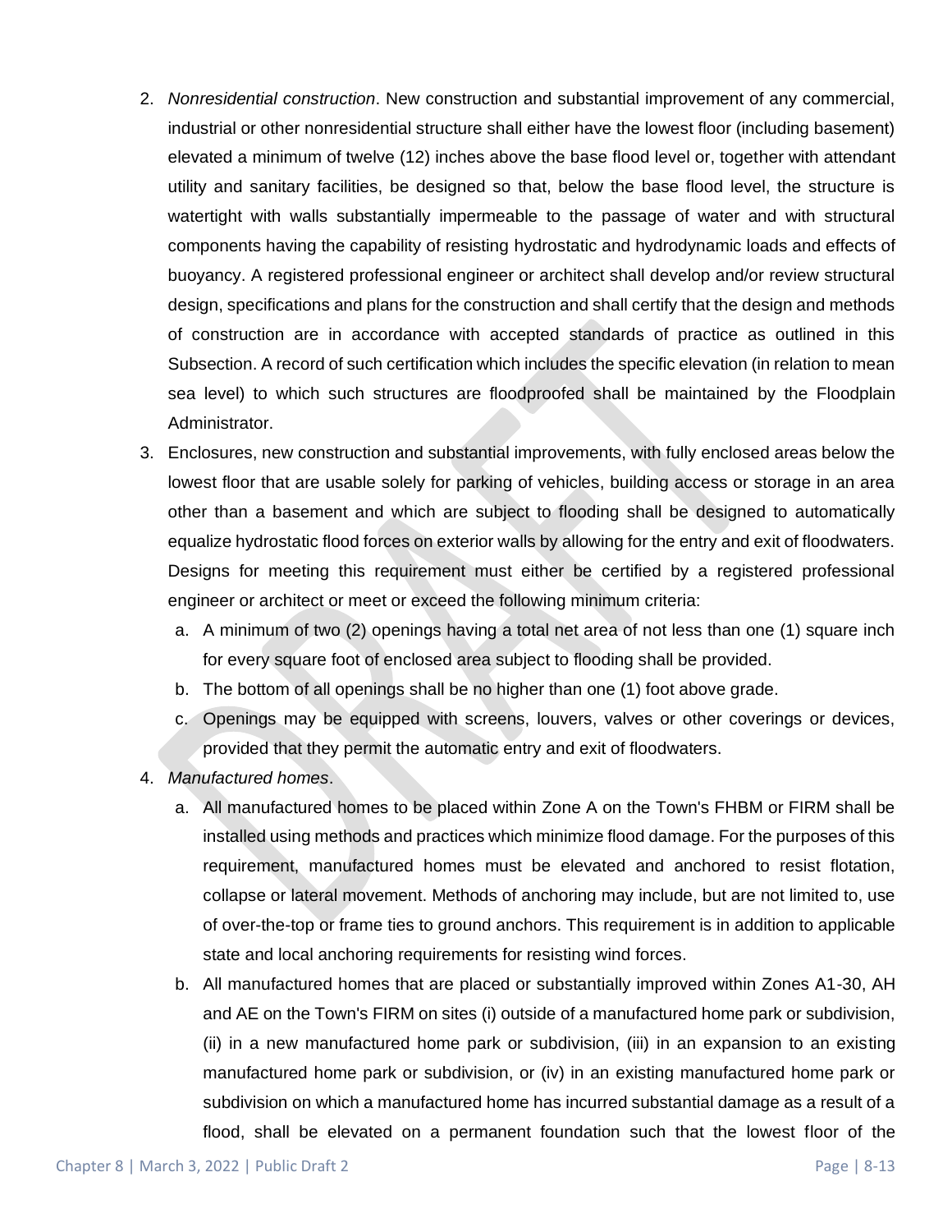2. *Nonresidential construction*. New construction and substantial improvement of any commercial, industrial or other nonresidential structure shall either have the lowest floor (including basement) elevated a minimum of twelve (12) inches above the base flood level or, together with attendant utility and sanitary facilities, be designed so that, below the base flood level, the structure is watertight with walls substantially impermeable to the passage of water and with structural components having the capability of resisting hydrostatic and hydrodynamic loads and effects of buoyancy. A registered professional engineer or architect shall develop and/or review structural design, specifications and plans for the construction and shall certify that the design and methods of construction are in accordance with accepted standards of practice as outlined in this Subsection. A record of such certification which includes the specific elevation (in relation to mean sea level) to which such structures are floodproofed shall be maintained by the Floodplain Administrator.
3. Enclosures, new construction and substantial improvements, with fully enclosed areas below the lowest floor that are usable solely for parking of vehicles, building access or storage in an area other than a basement and which are subject to flooding shall be designed to automatically equalize hydrostatic flood forces on exterior walls by allowing for the entry and exit of floodwaters. Designs for meeting this requirement must either be certified by a registered professional engineer or architect or meet or exceed the following minimum criteria:
   a. A minimum of two (2) openings having a total net area of not less than one (1) square inch for every square foot of enclosed area subject to flooding shall be provided.
   b. The bottom of all openings shall be no higher than one (1) foot above grade.
   c. Openings may be equipped with screens, louvers, valves or other coverings or devices, provided that they permit the automatic entry and exit of floodwaters.
4. *Manufactured homes*.
   a. All manufactured homes to be placed within Zone A on the Town's FHBM or FIRM shall be installed using methods and practices which minimize flood damage. For the purposes of this requirement, manufactured homes must be elevated and anchored to resist flotation, collapse or lateral movement. Methods of anchoring may include, but are not limited to, use of over-the-top or frame ties to ground anchors. This requirement is in addition to applicable state and local anchoring requirements for resisting wind forces.
   b. All manufactured homes that are placed or substantially improved within Zones A1-30, AH and AE on the Town's FIRM on sites (i) outside of a manufactured home park or subdivision, (ii) in a new manufactured home park or subdivision, (iii) in an expansion to an existing manufactured home park or subdivision, or (iv) in an existing manufactured home park or subdivision on which a manufactured home has incurred substantial damage as a result of a flood, shall be elevated on a permanent foundation such that the lowest floor of the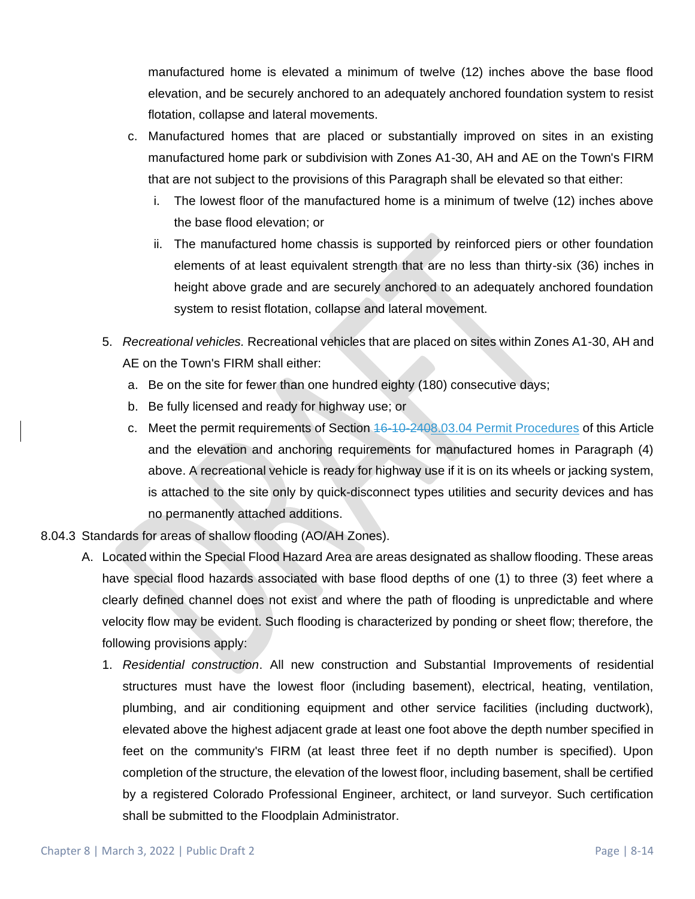manufactured home is elevated a minimum of twelve (12) inches above the base flood elevation, and be securely anchored to an adequately anchored foundation system to resist flotation, collapse and lateral movements.

c. Manufactured homes that are placed or substantially improved on sites in an existing manufactured home park or subdivision with Zones A1-30, AH and AE on the Town's FIRM that are not subject to the provisions of this Paragraph shall be elevated so that either:

   i. The lowest floor of the manufactured home is a minimum of twelve (12) inches above the base flood elevation; or

   ii. The manufactured home chassis is supported by reinforced piers or other foundation elements of at least equivalent strength that are no less than thirty-six (36) inches in height above grade and are securely anchored to an adequately anchored foundation system to resist flotation, collapse and lateral movement.

5. *Recreational vehicles.* Recreational vehicles that are placed on sites within Zones A1-30, AH and AE on the Town's FIRM shall either:

   a. Be on the site for fewer than one hundred eighty (180) consecutive days;

   b. Be fully licensed and ready for highway use; or

   c. Meet the permit requirements of Section ~~16-10-240~~8.03.04 Permit Procedures of this Article and the elevation and anchoring requirements for manufactured homes in Paragraph (4) above. A recreational vehicle is ready for highway use if it is on its wheels or jacking system, is attached to the site only by quick-disconnect types utilities and security devices and has no permanently attached additions.

8.04.3 Standards for areas of shallow flooding (AO/AH Zones).

A. Located within the Special Flood Hazard Area are areas designated as shallow flooding. These areas have special flood hazards associated with base flood depths of one (1) to three (3) feet where a clearly defined channel does not exist and where the path of flooding is unpredictable and where velocity flow may be evident. Such flooding is characterized by ponding or sheet flow; therefore, the following provisions apply:

   1. *Residential construction*. All new construction and Substantial Improvements of residential structures must have the lowest floor (including basement), electrical, heating, ventilation, plumbing, and air conditioning equipment and other service facilities (including ductwork), elevated above the highest adjacent grade at least one foot above the depth number specified in feet on the community's FIRM (at least three feet if no depth number is specified). Upon completion of the structure, the elevation of the lowest floor, including basement, shall be certified by a registered Colorado Professional Engineer, architect, or land surveyor. Such certification shall be submitted to the Floodplain Administrator.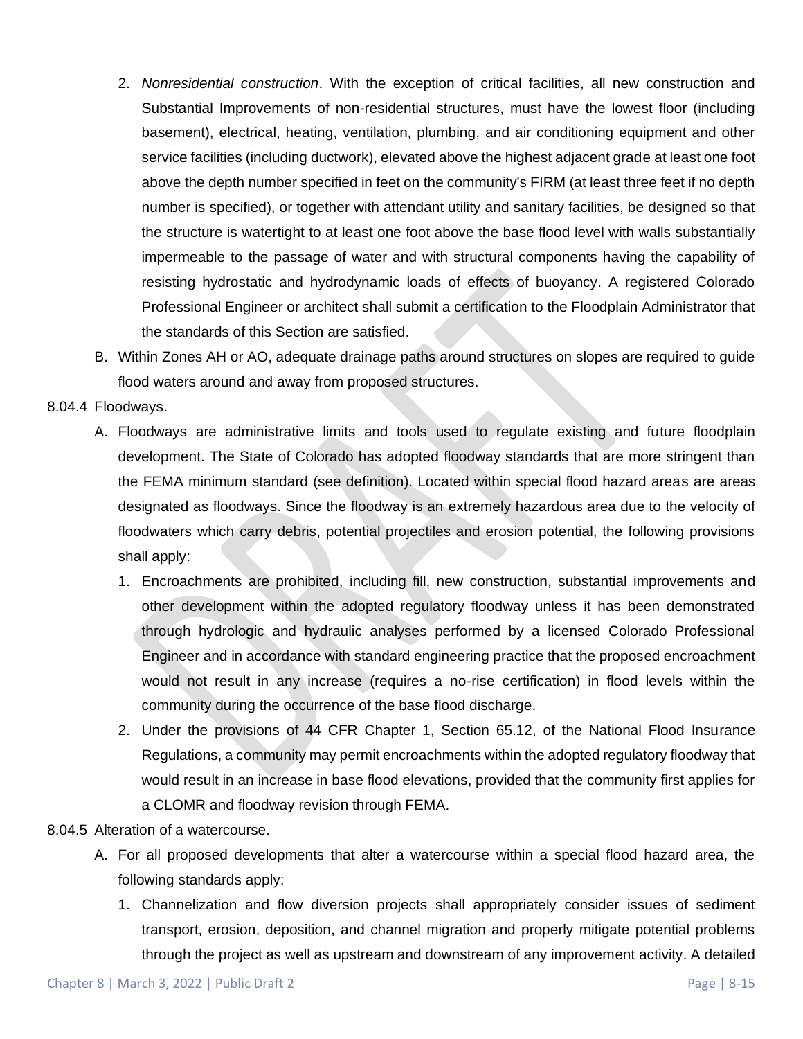2. *Nonresidential construction*. With the exception of critical facilities, all new construction and Substantial Improvements of non-residential structures, must have the lowest floor (including basement), electrical, heating, ventilation, plumbing, and air conditioning equipment and other service facilities (including ductwork), elevated above the highest adjacent grade at least one foot above the depth number specified in feet on the community's FIRM (at least three feet if no depth number is specified), or together with attendant utility and sanitary facilities, be designed so that the structure is watertight to at least one foot above the base flood level with walls substantially impermeable to the passage of water and with structural components having the capability of resisting hydrostatic and hydrodynamic loads of effects of buoyancy. A registered Colorado Professional Engineer or architect shall submit a certification to the Floodplain Administrator that the standards of this Section are satisfied.

B. Within Zones AH or AO, adequate drainage paths around structures on slopes are required to guide flood waters around and away from proposed structures.

8.04.4 Floodways.

A. Floodways are administrative limits and tools used to regulate existing and future floodplain development. The State of Colorado has adopted floodway standards that are more stringent than the FEMA minimum standard (see definition). Located within special flood hazard areas are areas designated as floodways. Since the floodway is an extremely hazardous area due to the velocity of floodwaters which carry debris, potential projectiles and erosion potential, the following provisions shall apply:

1. Encroachments are prohibited, including fill, new construction, substantial improvements and other development within the adopted regulatory floodway unless it has been demonstrated through hydrologic and hydraulic analyses performed by a licensed Colorado Professional Engineer and in accordance with standard engineering practice that the proposed encroachment would not result in any increase (requires a no-rise certification) in flood levels within the community during the occurrence of the base flood discharge.

2. Under the provisions of 44 CFR Chapter 1, Section 65.12, of the National Flood Insurance Regulations, a community may permit encroachments within the adopted regulatory floodway that would result in an increase in base flood elevations, provided that the community first applies for a CLOMR and floodway revision through FEMA.

8.04.5 Alteration of a watercourse.

A. For all proposed developments that alter a watercourse within a special flood hazard area, the following standards apply:

1. Channelization and flow diversion projects shall appropriately consider issues of sediment transport, erosion, deposition, and channel migration and properly mitigate potential problems through the project as well as upstream and downstream of any improvement activity. A detailed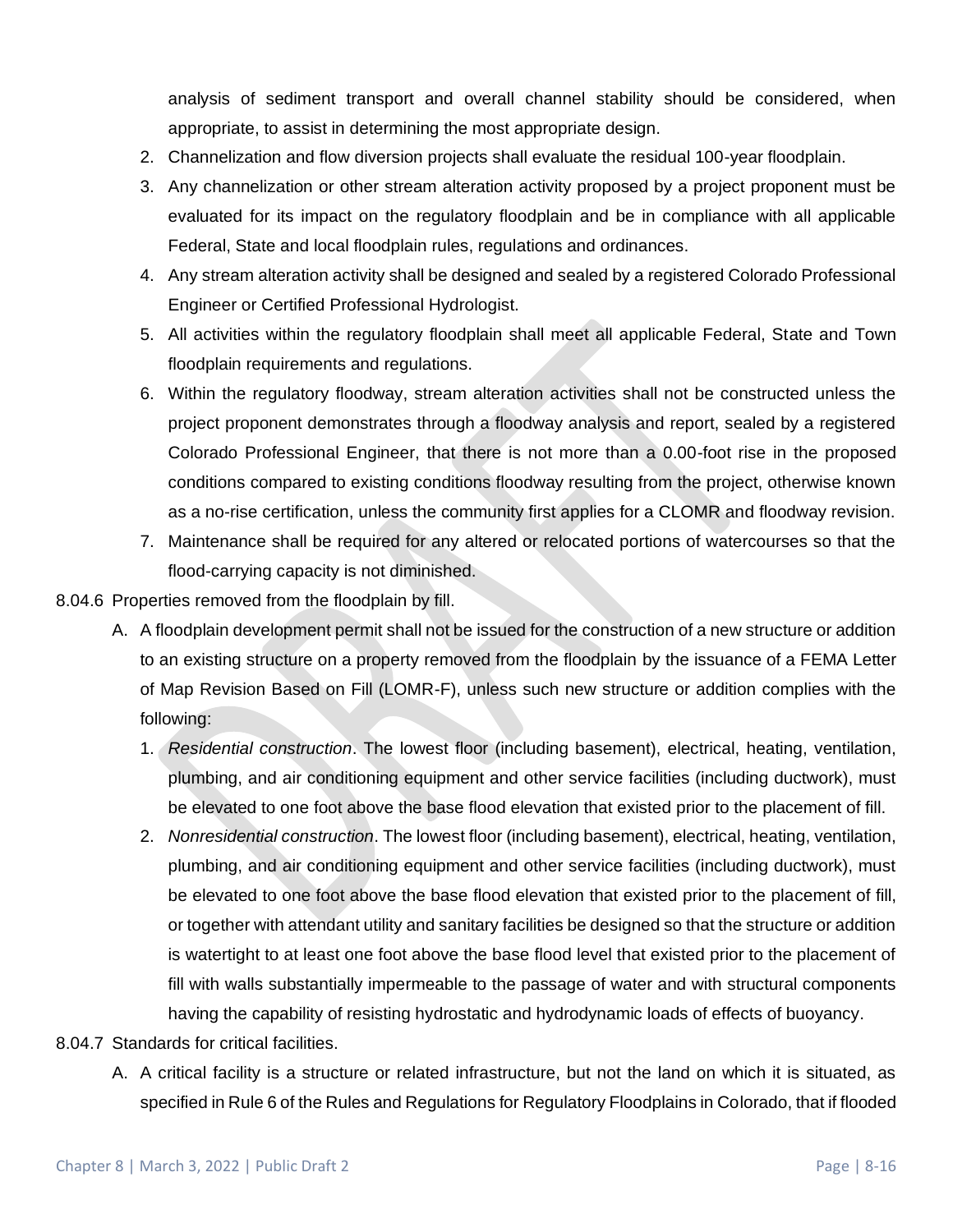analysis of sediment transport and overall channel stability should be considered, when appropriate, to assist in determining the most appropriate design.

2. Channelization and flow diversion projects shall evaluate the residual 100-year floodplain.
3. Any channelization or other stream alteration activity proposed by a project proponent must be evaluated for its impact on the regulatory floodplain and be in compliance with all applicable Federal, State and local floodplain rules, regulations and ordinances.
4. Any stream alteration activity shall be designed and sealed by a registered Colorado Professional Engineer or Certified Professional Hydrologist.
5. All activities within the regulatory floodplain shall meet all applicable Federal, State and Town floodplain requirements and regulations.
6. Within the regulatory floodway, stream alteration activities shall not be constructed unless the project proponent demonstrates through a floodway analysis and report, sealed by a registered Colorado Professional Engineer, that there is not more than a 0.00-foot rise in the proposed conditions compared to existing conditions floodway resulting from the project, otherwise known as a no-rise certification, unless the community first applies for a CLOMR and floodway revision.
7. Maintenance shall be required for any altered or relocated portions of watercourses so that the flood-carrying capacity is not diminished.

8.04.6 Properties removed from the floodplain by fill.

A. A floodplain development permit shall not be issued for the construction of a new structure or addition to an existing structure on a property removed from the floodplain by the issuance of a FEMA Letter of Map Revision Based on Fill (LOMR-F), unless such new structure or addition complies with the following:

1. *Residential construction*. The lowest floor (including basement), electrical, heating, ventilation, plumbing, and air conditioning equipment and other service facilities (including ductwork), must be elevated to one foot above the base flood elevation that existed prior to the placement of fill.
2. *Nonresidential construction*. The lowest floor (including basement), electrical, heating, ventilation, plumbing, and air conditioning equipment and other service facilities (including ductwork), must be elevated to one foot above the base flood elevation that existed prior to the placement of fill, or together with attendant utility and sanitary facilities be designed so that the structure or addition is watertight to at least one foot above the base flood level that existed prior to the placement of fill with walls substantially impermeable to the passage of water and with structural components having the capability of resisting hydrostatic and hydrodynamic loads of effects of buoyancy.

8.04.7 Standards for critical facilities.

A. A critical facility is a structure or related infrastructure, but not the land on which it is situated, as specified in Rule 6 of the Rules and Regulations for Regulatory Floodplains in Colorado, that if flooded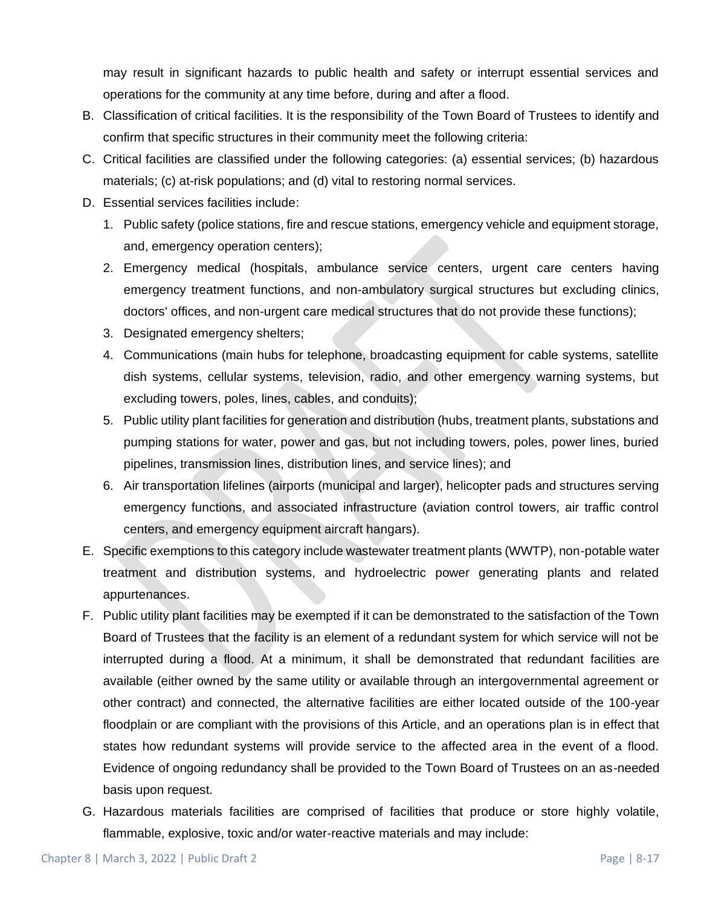may result in significant hazards to public health and safety or interrupt essential services and operations for the community at any time before, during and after a flood.

B. Classification of critical facilities. It is the responsibility of the Town Board of Trustees to identify and confirm that specific structures in their community meet the following criteria:

C. Critical facilities are classified under the following categories: (a) essential services; (b) hazardous materials; (c) at-risk populations; and (d) vital to restoring normal services.

D. Essential services facilities include:

   1. Public safety (police stations, fire and rescue stations, emergency vehicle and equipment storage, and, emergency operation centers);
   2. Emergency medical (hospitals, ambulance service centers, urgent care centers having emergency treatment functions, and non-ambulatory surgical structures but excluding clinics, doctors' offices, and non-urgent care medical structures that do not provide these functions);
   3. Designated emergency shelters;
   4. Communications (main hubs for telephone, broadcasting equipment for cable systems, satellite dish systems, cellular systems, television, radio, and other emergency warning systems, but excluding towers, poles, lines, cables, and conduits);
   5. Public utility plant facilities for generation and distribution (hubs, treatment plants, substations and pumping stations for water, power and gas, but not including towers, poles, power lines, buried pipelines, transmission lines, distribution lines, and service lines); and
   6. Air transportation lifelines (airports (municipal and larger), helicopter pads and structures serving emergency functions, and associated infrastructure (aviation control towers, air traffic control centers, and emergency equipment aircraft hangars).

E. Specific exemptions to this category include wastewater treatment plants (WWTP), non-potable water treatment and distribution systems, and hydroelectric power generating plants and related appurtenances.

F. Public utility plant facilities may be exempted if it can be demonstrated to the satisfaction of the Town Board of Trustees that the facility is an element of a redundant system for which service will not be interrupted during a flood. At a minimum, it shall be demonstrated that redundant facilities are available (either owned by the same utility or available through an intergovernmental agreement or other contract) and connected, the alternative facilities are either located outside of the 100-year floodplain or are compliant with the provisions of this Article, and an operations plan is in effect that states how redundant systems will provide service to the affected area in the event of a flood. Evidence of ongoing redundancy shall be provided to the Town Board of Trustees on an as-needed basis upon request.

G. Hazardous materials facilities are comprised of facilities that produce or store highly volatile, flammable, explosive, toxic and/or water-reactive materials and may include: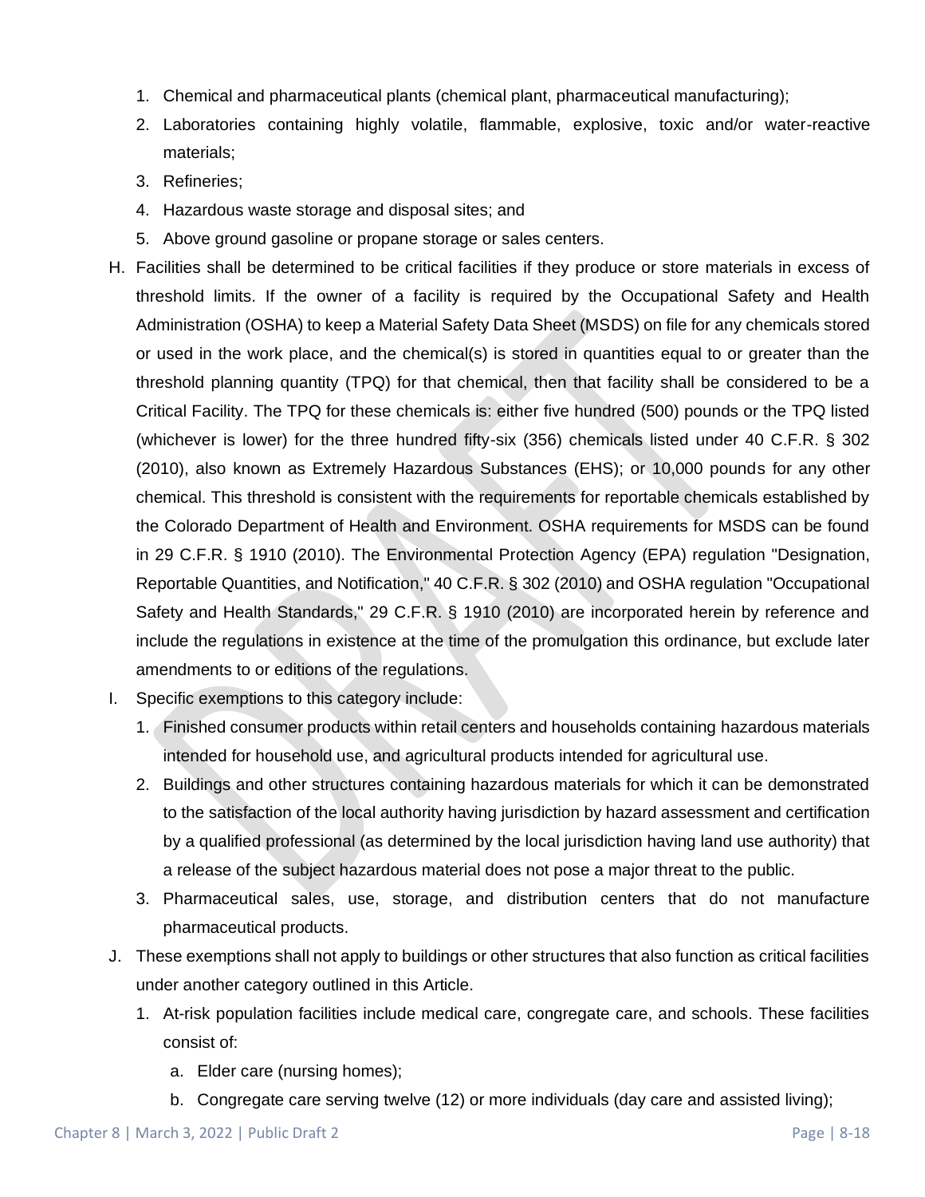1. Chemical and pharmaceutical plants (chemical plant, pharmaceutical manufacturing);
2. Laboratories containing highly volatile, flammable, explosive, toxic and/or water-reactive materials;
3. Refineries;
4. Hazardous waste storage and disposal sites; and
5. Above ground gasoline or propane storage or sales centers.

H. Facilities shall be determined to be critical facilities if they produce or store materials in excess of threshold limits. If the owner of a facility is required by the Occupational Safety and Health Administration (OSHA) to keep a Material Safety Data Sheet (MSDS) on file for any chemicals stored or used in the work place, and the chemical(s) is stored in quantities equal to or greater than the threshold planning quantity (TPQ) for that chemical, then that facility shall be considered to be a Critical Facility. The TPQ for these chemicals is: either five hundred (500) pounds or the TPQ listed (whichever is lower) for the three hundred fifty-six (356) chemicals listed under 40 C.F.R. § 302 (2010), also known as Extremely Hazardous Substances (EHS); or 10,000 pounds for any other chemical. This threshold is consistent with the requirements for reportable chemicals established by the Colorado Department of Health and Environment. OSHA requirements for MSDS can be found in 29 C.F.R. § 1910 (2010). The Environmental Protection Agency (EPA) regulation "Designation, Reportable Quantities, and Notification," 40 C.F.R. § 302 (2010) and OSHA regulation "Occupational Safety and Health Standards," 29 C.F.R. § 1910 (2010) are incorporated herein by reference and include the regulations in existence at the time of the promulgation this ordinance, but exclude later amendments to or editions of the regulations.

I. Specific exemptions to this category include:
   1. Finished consumer products within retail centers and households containing hazardous materials intended for household use, and agricultural products intended for agricultural use.
   2. Buildings and other structures containing hazardous materials for which it can be demonstrated to the satisfaction of the local authority having jurisdiction by hazard assessment and certification by a qualified professional (as determined by the local jurisdiction having land use authority) that a release of the subject hazardous material does not pose a major threat to the public.
   3. Pharmaceutical sales, use, storage, and distribution centers that do not manufacture pharmaceutical products.

J. These exemptions shall not apply to buildings or other structures that also function as critical facilities under another category outlined in this Article.
   1. At-risk population facilities include medical care, congregate care, and schools. These facilities consist of:
      a. Elder care (nursing homes);
      b. Congregate care serving twelve (12) or more individuals (day care and assisted living);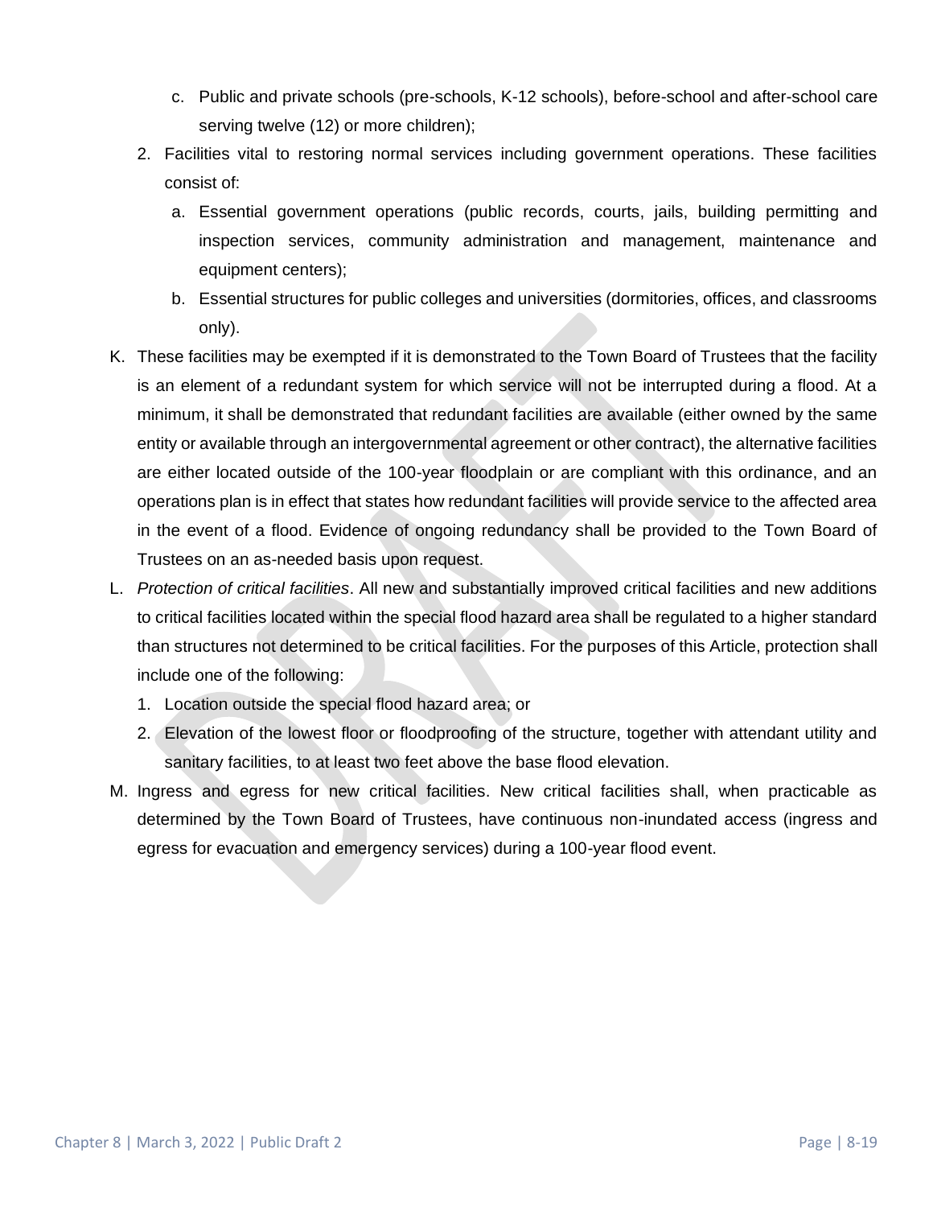c. Public and private schools (pre-schools, K-12 schools), before-school and after-school care serving twelve (12) or more children);

2. Facilities vital to restoring normal services including government operations. These facilities consist of:

   a. Essential government operations (public records, courts, jails, building permitting and inspection services, community administration and management, maintenance and equipment centers);

   b. Essential structures for public colleges and universities (dormitories, offices, and classrooms only).

K. These facilities may be exempted if it is demonstrated to the Town Board of Trustees that the facility is an element of a redundant system for which service will not be interrupted during a flood. At a minimum, it shall be demonstrated that redundant facilities are available (either owned by the same entity or available through an intergovernmental agreement or other contract), the alternative facilities are either located outside of the 100-year floodplain or are compliant with this ordinance, and an operations plan is in effect that states how redundant facilities will provide service to the affected area in the event of a flood. Evidence of ongoing redundancy shall be provided to the Town Board of Trustees on an as-needed basis upon request.

L. *Protection of critical facilities*. All new and substantially improved critical facilities and new additions to critical facilities located within the special flood hazard area shall be regulated to a higher standard than structures not determined to be critical facilities. For the purposes of this Article, protection shall include one of the following:

   1. Location outside the special flood hazard area; or

   2. Elevation of the lowest floor or floodproofing of the structure, together with attendant utility and sanitary facilities, to at least two feet above the base flood elevation.

M. Ingress and egress for new critical facilities. New critical facilities shall, when practicable as determined by the Town Board of Trustees, have continuous non-inundated access (ingress and egress for evacuation and emergency services) during a 100-year flood event.